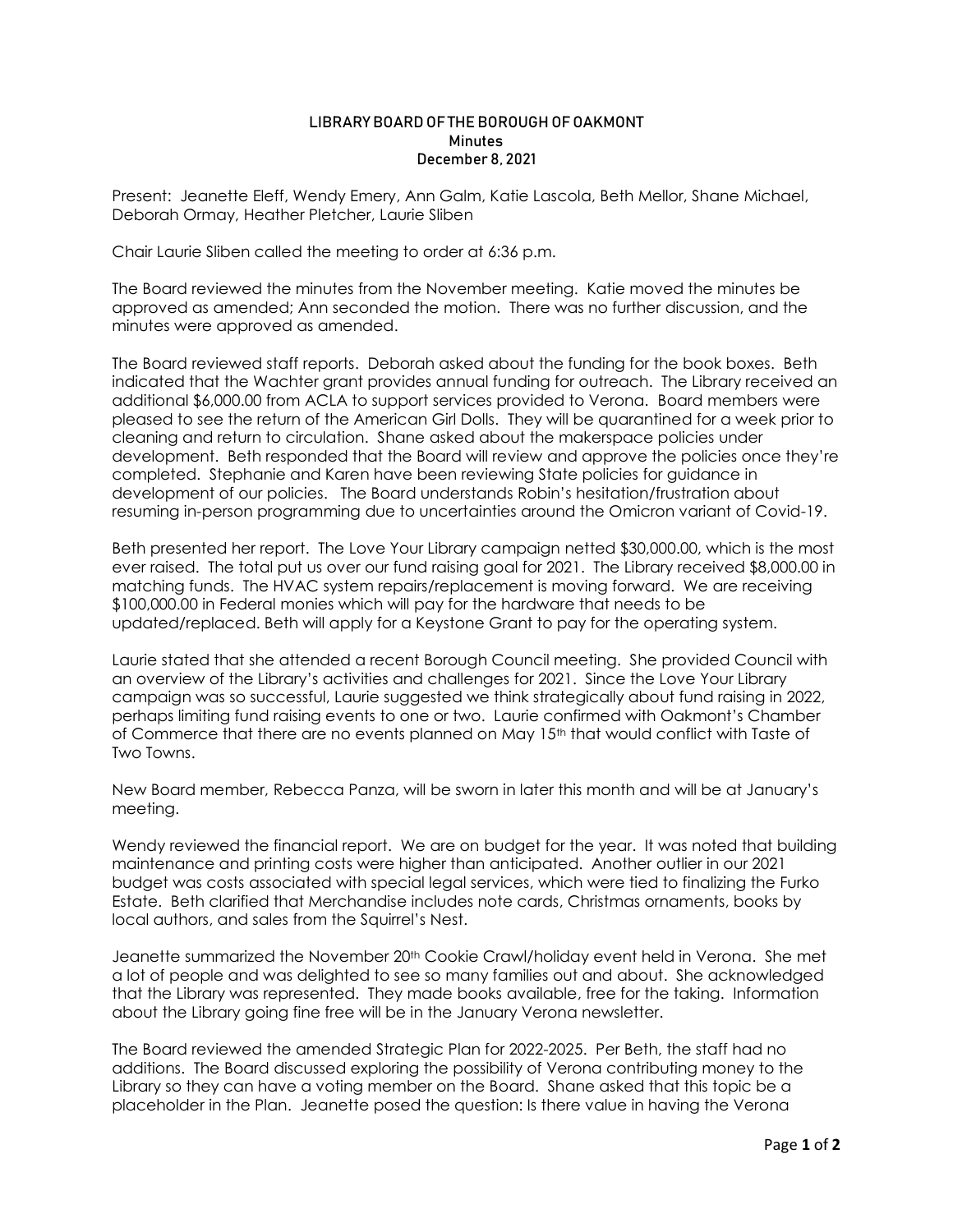# LIBRARY BOARD OF THE BOROUGH OF OAKMONT
## Minutes
## December 8, 2021

Present: Jeanette Eleff, Wendy Emery, Ann Galm, Katie Lascola, Beth Mellor, Shane Michael, Deborah Ormay, Heather Pletcher, Laurie Sliben

Chair Laurie Sliben called the meeting to order at 6:36 p.m.

The Board reviewed the minutes from the November meeting. Katie moved the minutes be approved as amended; Ann seconded the motion. There was no further discussion, and the minutes were approved as amended.

The Board reviewed staff reports. Deborah asked about the funding for the book boxes. Beth indicated that the Wachter grant provides annual funding for outreach. The Library received an additional $6,000.00 from ACLA to support services provided to Verona. Board members were pleased to see the return of the American Girl Dolls. They will be quarantined for a week prior to cleaning and return to circulation. Shane asked about the makerspace policies under development. Beth responded that the Board will review and approve the policies once they're completed. Stephanie and Karen have been reviewing State policies for guidance in development of our policies. The Board understands Robin's hesitation/frustration about resuming in-person programming due to uncertainties around the Omicron variant of Covid-19.

Beth presented her report. The Love Your Library campaign netted $30,000.00, which is the most ever raised. The total put us over our fund raising goal for 2021. The Library received $8,000.00 in matching funds. The HVAC system repairs/replacement is moving forward. We are receiving $100,000.00 in Federal monies which will pay for the hardware that needs to be updated/replaced. Beth will apply for a Keystone Grant to pay for the operating system.

Laurie stated that she attended a recent Borough Council meeting. She provided Council with an overview of the Library's activities and challenges for 2021. Since the Love Your Library campaign was so successful, Laurie suggested we think strategically about fund raising in 2022, perhaps limiting fund raising events to one or two. Laurie confirmed with Oakmont's Chamber of Commerce that there are no events planned on May 15th that would conflict with Taste of Two Towns.

New Board member, Rebecca Panza, will be sworn in later this month and will be at January's meeting.

Wendy reviewed the financial report. We are on budget for the year. It was noted that building maintenance and printing costs were higher than anticipated. Another outlier in our 2021 budget was costs associated with special legal services, which were tied to finalizing the Furko Estate. Beth clarified that Merchandise includes note cards, Christmas ornaments, books by local authors, and sales from the Squirrel's Nest.

Jeanette summarized the November 20th Cookie Crawl/holiday event held in Verona. She met a lot of people and was delighted to see so many families out and about. She acknowledged that the Library was represented. They made books available, free for the taking. Information about the Library going fine free will be in the January Verona newsletter.

The Board reviewed the amended Strategic Plan for 2022-2025. Per Beth, the staff had no additions. The Board discussed exploring the possibility of Verona contributing money to the Library so they can have a voting member on the Board. Shane asked that this topic be a placeholder in the Plan. Jeanette posed the question: Is there value in having the Verona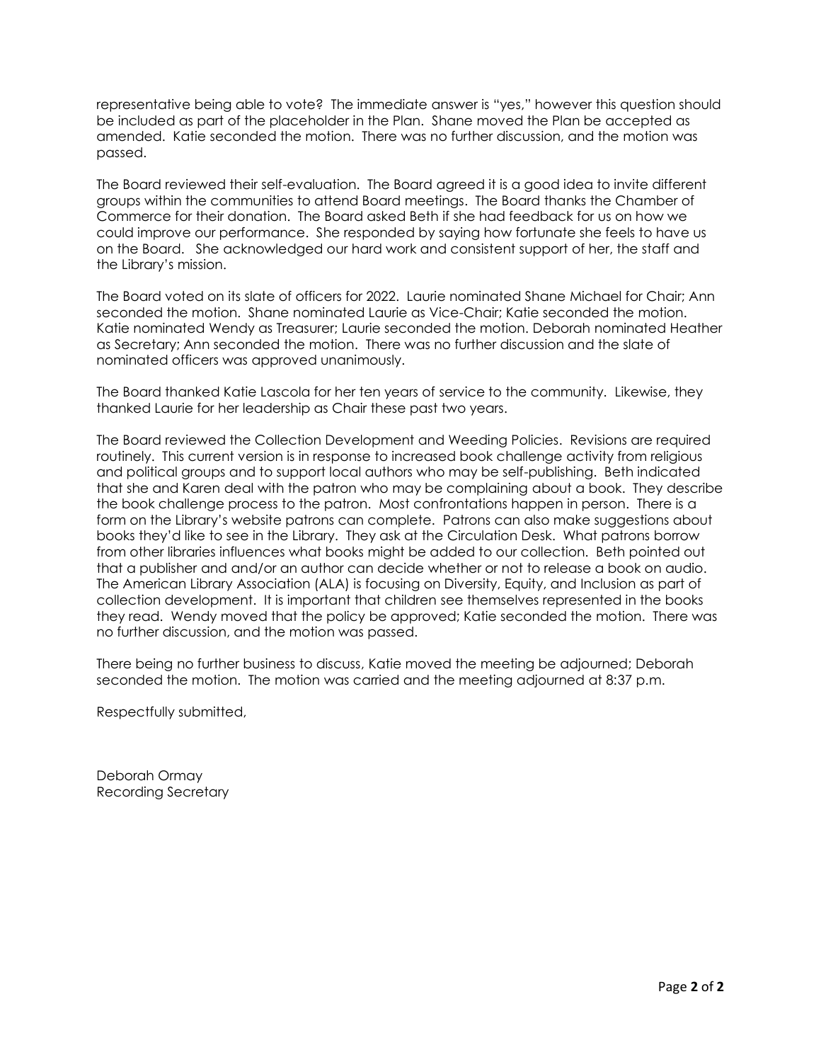representative being able to vote? The immediate answer is "yes," however this question should be included as part of the placeholder in the Plan. Shane moved the Plan be accepted as amended. Katie seconded the motion. There was no further discussion, and the motion was passed.

The Board reviewed their self-evaluation. The Board agreed it is a good idea to invite different groups within the communities to attend Board meetings. The Board thanks the Chamber of Commerce for their donation. The Board asked Beth if she had feedback for us on how we could improve our performance. She responded by saying how fortunate she feels to have us on the Board. She acknowledged our hard work and consistent support of her, the staff and the Library's mission.

The Board voted on its slate of officers for 2022. Laurie nominated Shane Michael for Chair; Ann seconded the motion. Shane nominated Laurie as Vice-Chair; Katie seconded the motion. Katie nominated Wendy as Treasurer; Laurie seconded the motion. Deborah nominated Heather as Secretary; Ann seconded the motion. There was no further discussion and the slate of nominated officers was approved unanimously.

The Board thanked Katie Lascola for her ten years of service to the community. Likewise, they thanked Laurie for her leadership as Chair these past two years.

The Board reviewed the Collection Development and Weeding Policies. Revisions are required routinely. This current version is in response to increased book challenge activity from religious and political groups and to support local authors who may be self-publishing. Beth indicated that she and Karen deal with the patron who may be complaining about a book. They describe the book challenge process to the patron. Most confrontations happen in person. There is a form on the Library's website patrons can complete. Patrons can also make suggestions about books they'd like to see in the Library. They ask at the Circulation Desk. What patrons borrow from other libraries influences what books might be added to our collection. Beth pointed out that a publisher and and/or an author can decide whether or not to release a book on audio. The American Library Association (ALA) is focusing on Diversity, Equity, and Inclusion as part of collection development. It is important that children see themselves represented in the books they read. Wendy moved that the policy be approved; Katie seconded the motion. There was no further discussion, and the motion was passed.

There being no further business to discuss, Katie moved the meeting be adjourned; Deborah seconded the motion. The motion was carried and the meeting adjourned at 8:37 p.m.

Respectfully submitted,

Deborah Ormay
Recording Secretary